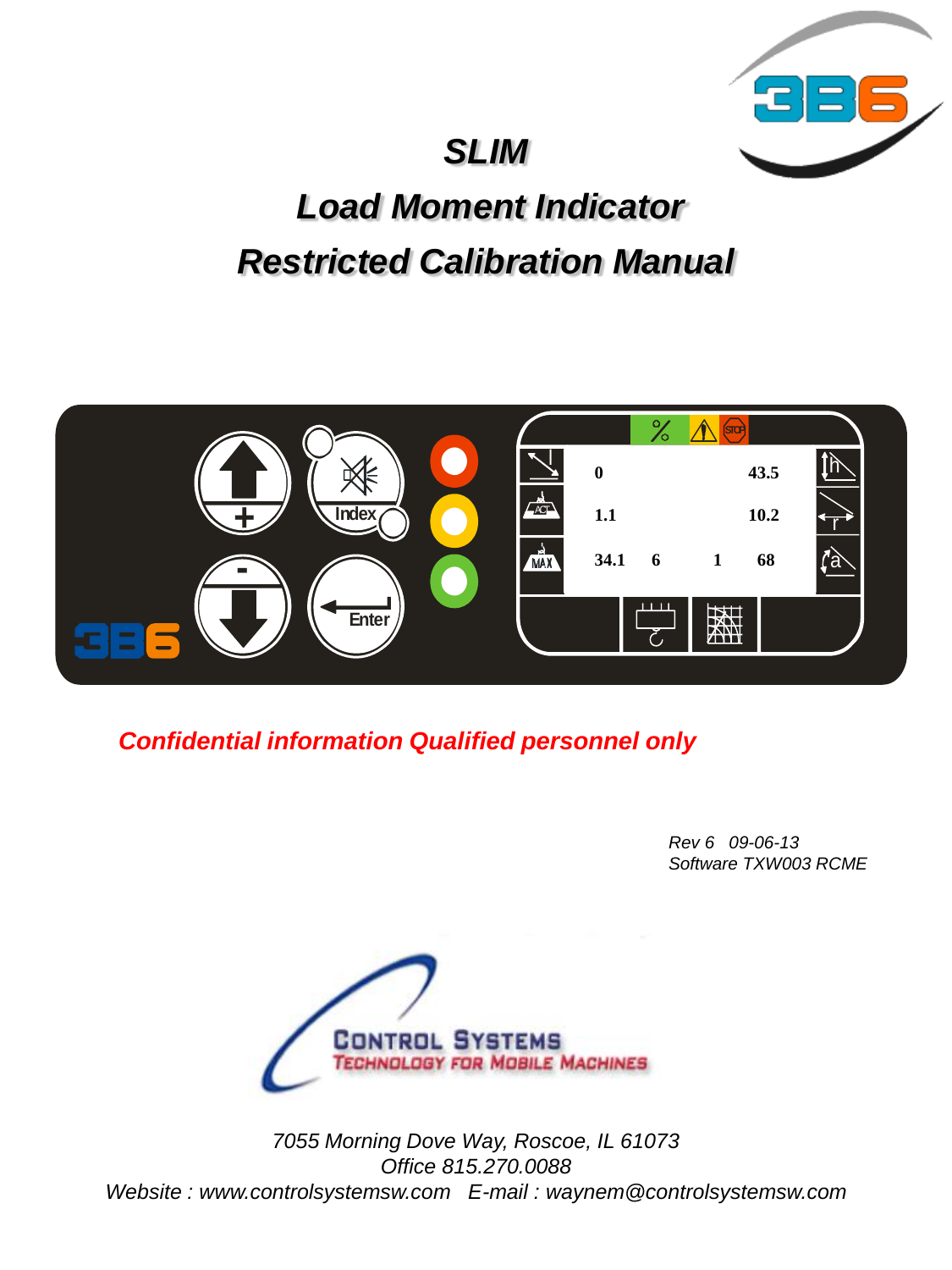# *SLIM*

# *Load Moment Indicator*

# *Restricted Calibration Manual*

***Confidential information Qualified personnel only***

*Rev 6   09-06-13*
*Software TXW003 RCME*

CONTROL SYSTEMS
TECHNOLOGY FOR MOBILE MACHINES

*7055 Morning Dove Way, Roscoe, IL 61073*
*Office 815.270.0088*
*Website : www.controlsystemsw.com   E-mail : waynem@controlsystemsw.com*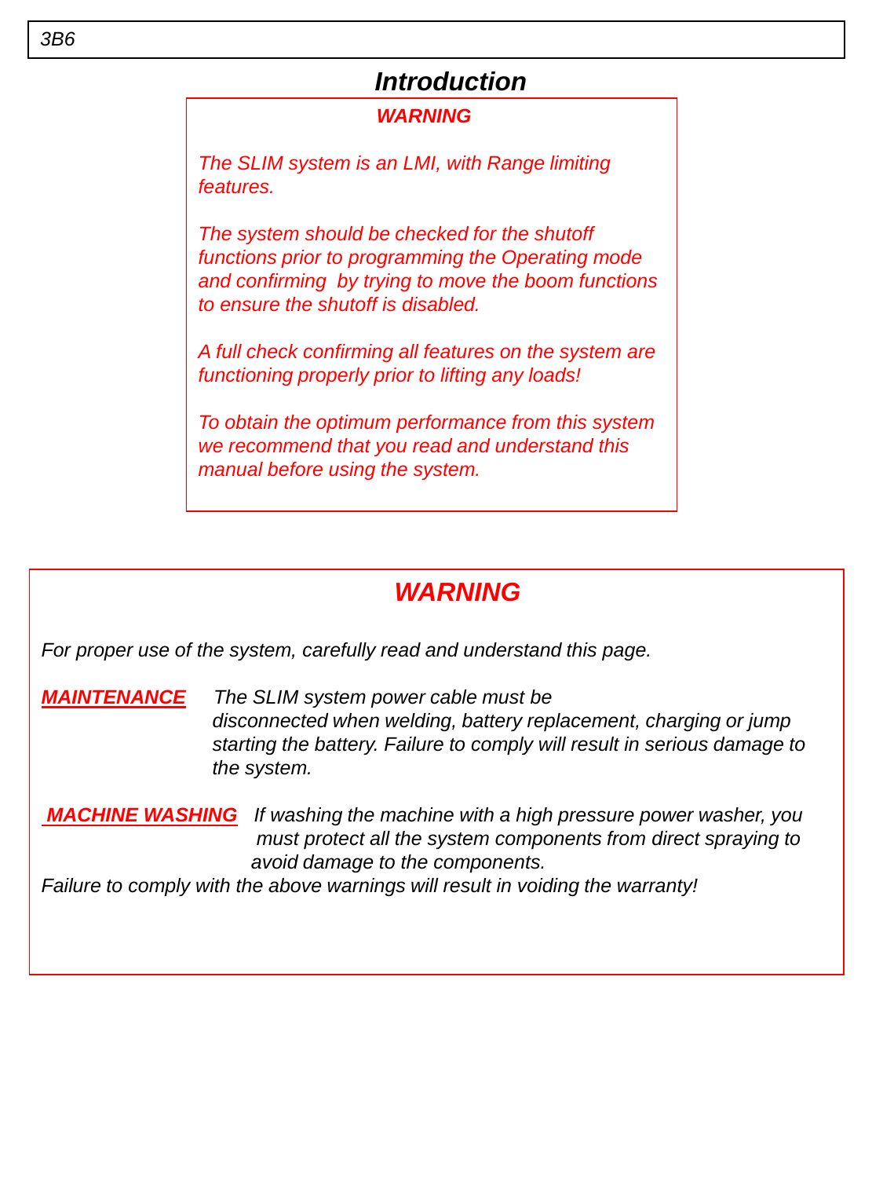3B6

# *Introduction*

***WARNING***

*The SLIM system is an LMI, with Range limiting features.*

*The system should be checked for the shutoff functions prior to programming the Operating mode and confirming by trying to move the boom functions to ensure the shutoff is disabled.*

*A full check confirming all features on the system are functioning properly prior to lifting any loads!*

*To obtain the optimum performance from this system we recommend that you read and understand this manual before using the system.*

## ***WARNING***

*For proper use of the system, carefully read and understand this page.*

***MAINTENANCE*** *The SLIM system power cable must be disconnected when welding, battery replacement, charging or jump starting the battery. Failure to comply will result in serious damage to the system.*

***MACHINE WASHING*** *If washing the machine with a high pressure power washer, you must protect all the system components from direct spraying to avoid damage to the components.*

*Failure to comply with the above warnings will result in voiding the warranty!*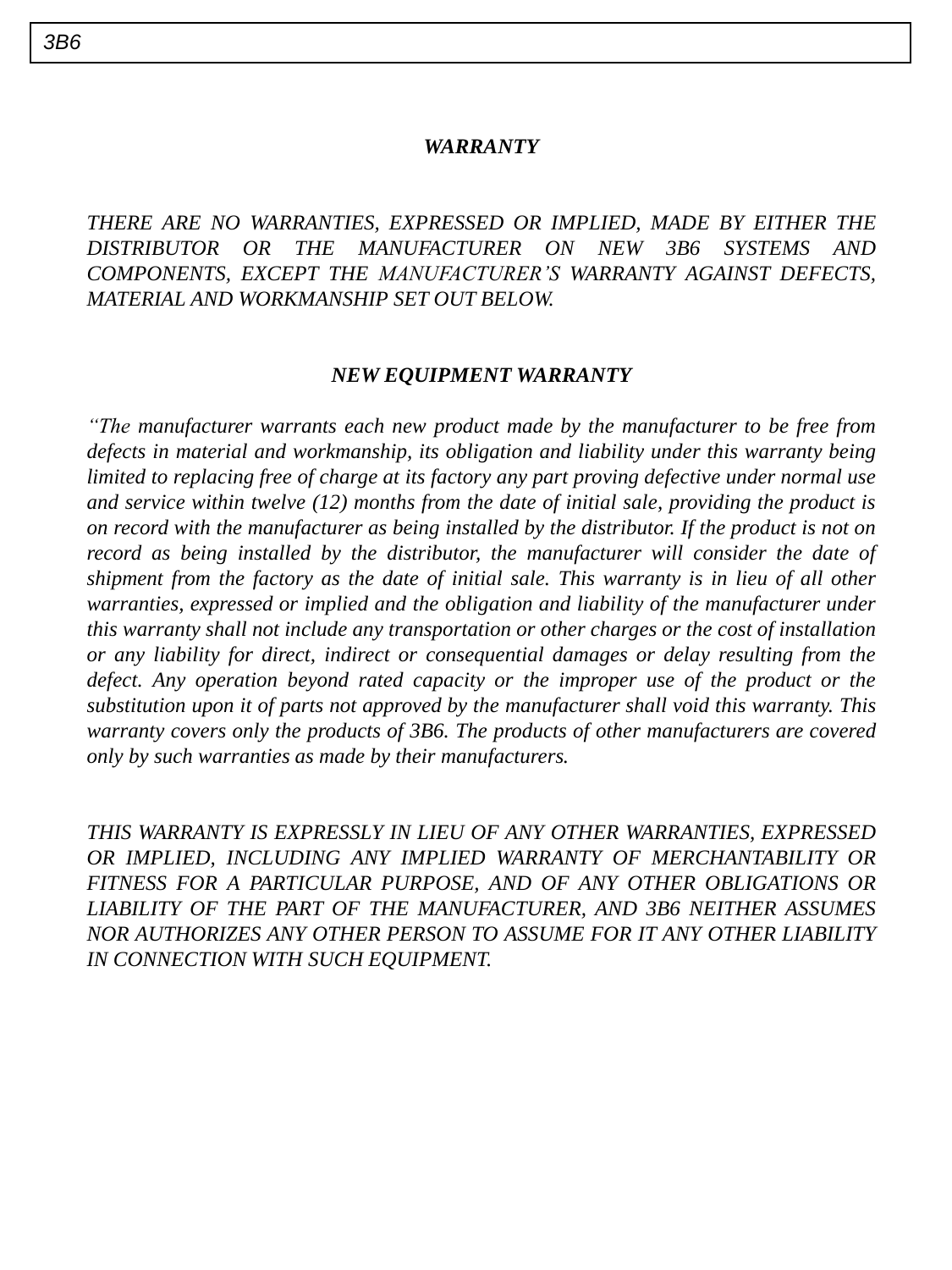## *WARRANTY*

*THERE ARE NO WARRANTIES, EXPRESSED OR IMPLIED, MADE BY EITHER THE DISTRIBUTOR OR THE MANUFACTURER ON NEW 3B6 SYSTEMS AND COMPONENTS, EXCEPT THE MANUFACTURER'S WARRANTY AGAINST DEFECTS, MATERIAL AND WORKMANSHIP SET OUT BELOW.*

## *NEW EQUIPMENT WARRANTY*

*"The manufacturer warrants each new product made by the manufacturer to be free from defects in material and workmanship, its obligation and liability under this warranty being limited to replacing free of charge at its factory any part proving defective under normal use and service within twelve (12) months from the date of initial sale, providing the product is on record with the manufacturer as being installed by the distributor. If the product is not on record as being installed by the distributor, the manufacturer will consider the date of shipment from the factory as the date of initial sale. This warranty is in lieu of all other warranties, expressed or implied and the obligation and liability of the manufacturer under this warranty shall not include any transportation or other charges or the cost of installation or any liability for direct, indirect or consequential damages or delay resulting from the defect. Any operation beyond rated capacity or the improper use of the product or the substitution upon it of parts not approved by the manufacturer shall void this warranty. This warranty covers only the products of 3B6. The products of other manufacturers are covered only by such warranties as made by their manufacturers.*

*THIS WARRANTY IS EXPRESSLY IN LIEU OF ANY OTHER WARRANTIES, EXPRESSED OR IMPLIED, INCLUDING ANY IMPLIED WARRANTY OF MERCHANTABILITY OR FITNESS FOR A PARTICULAR PURPOSE, AND OF ANY OTHER OBLIGATIONS OR LIABILITY OF THE PART OF THE MANUFACTURER, AND 3B6 NEITHER ASSUMES NOR AUTHORIZES ANY OTHER PERSON TO ASSUME FOR IT ANY OTHER LIABILITY IN CONNECTION WITH SUCH EQUIPMENT.*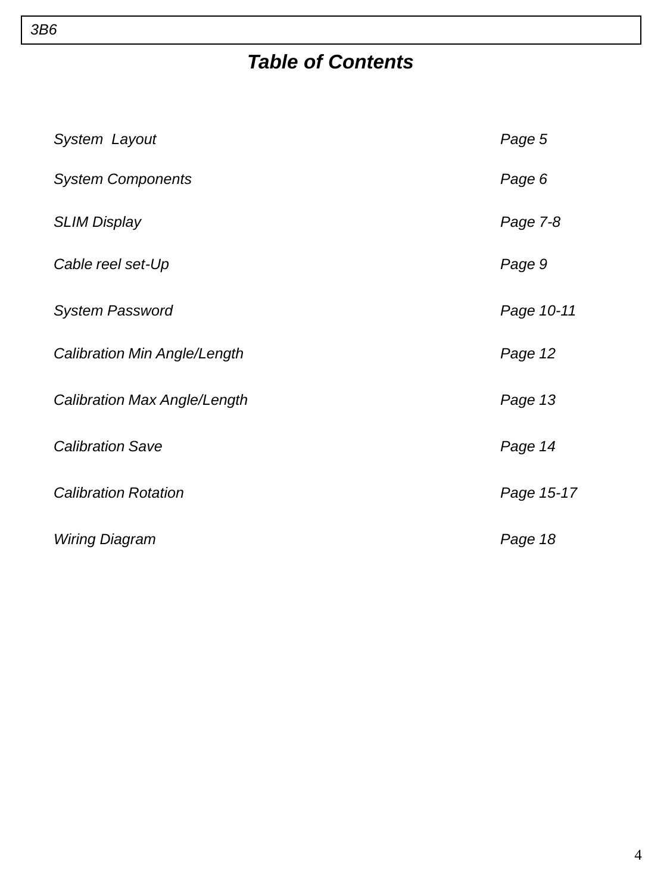3B6

# *Table of Contents*

| | |
|---|---|
| *System Layout* | *Page 5* |
| *System Components* | *Page 6* |
| *SLIM Display* | *Page 7-8* |
| *Cable reel set-Up* | *Page 9* |
| *System Password* | *Page 10-11* |
| *Calibration Min Angle/Length* | *Page 12* |
| *Calibration Max Angle/Length* | *Page 13* |
| *Calibration Save* | *Page 14* |
| *Calibration Rotation* | *Page 15-17* |
| *Wiring Diagram* | *Page 18* |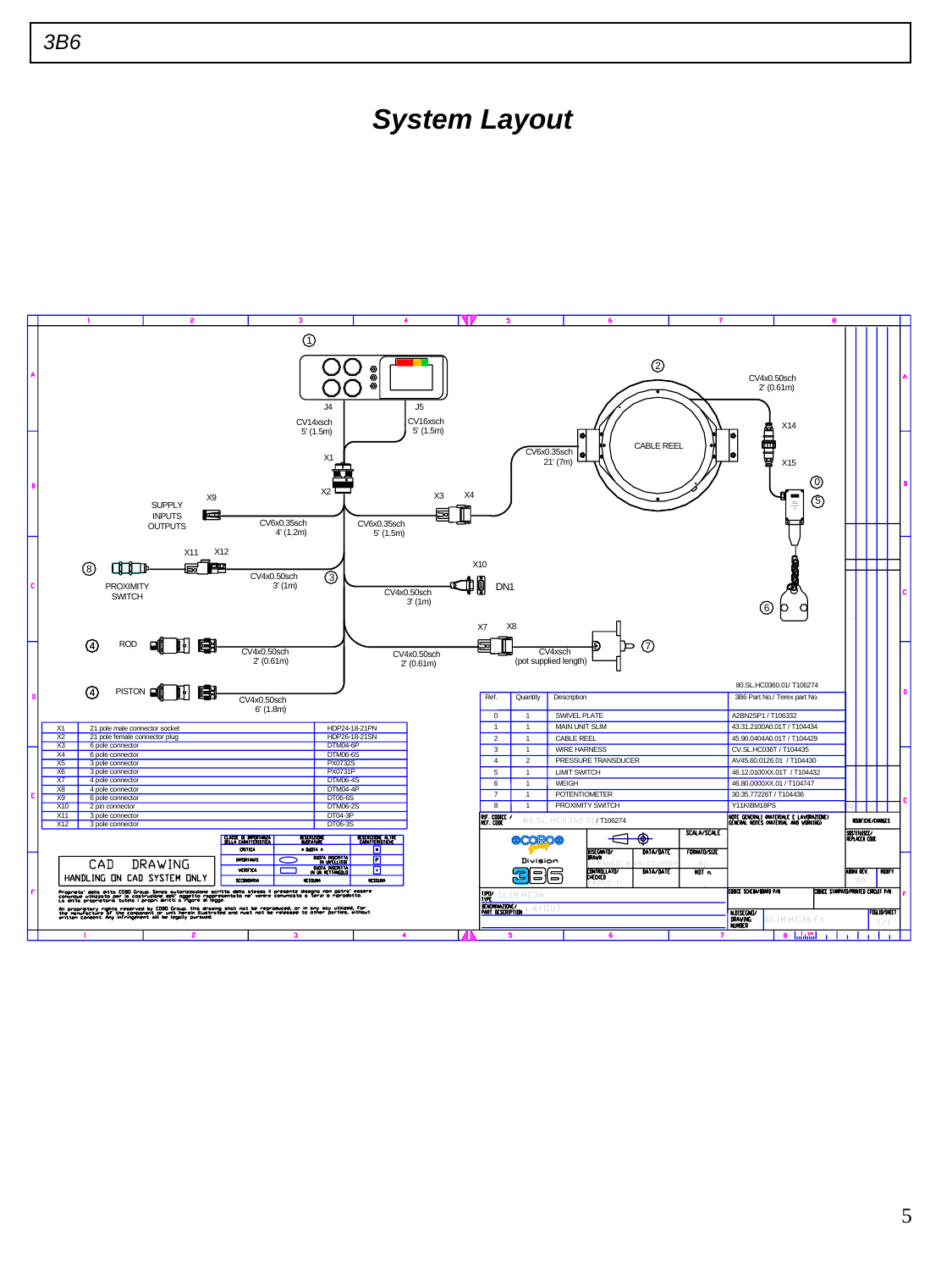# System Layout

SUPPLY INPUTS OUTPUTS

CV14xsch 5' (1.5m)

CV16xsch 5' (1.5m)

CV6x0.35sch 21' (7m)

CABLE REEL

CV4x0.50sch 2' (0.61m)

CV6x0.35sch 4' (1.2m)

CV6x0.35sch 5' (1.5m)

PROXIMITY SWITCH

CV4x0.50sch 3' (1m)

CV4x0.50sch 3' (1m)

DN1

ROD

CV4x0.50sch 2' (0.61m)

CV4x0.50sch 2' (0.61m)

CV4xsch (pot supplied length)

PISTON

CV4x0.50sch 6' (1.8m)

| | | |
|---|---|---|
| X1 | 21 pole male connector socket | HDP24-18-21PN |
| X2 | 21 pole female connector plug | HDP26-18-21SN |
| X3 | 6 pole connector | DTM04-6P |
| X4 | 6 pole connector | DTM06-6S |
| X5 | 3 pole connector | PX0732S |
| X6 | 3 pole connector | PX0731P |
| X7 | 4 pole connector | DTM06-4S |
| X8 | 4 pole connector | DTM04-4P |
| X9 | 6 pole connector | DT06-6S |
| X10 | 2 pin connector | DTM06-2S |
| X11 | 3 pole connector | DT04-3P |
| X12 | 3 pole connector | DT06-3S |

80.SL.HC0360.01/ T106274

| Ref. | Quantity | Description | 3B6 Part No./ Terex part No. |
|---|---|---|---|
| 0 | 1 | SWIVEL PLATE | A2BN2SP1 / T106332 |
| 1 | 1 | MAIN UNIT SLIM | 43.31.2100A0.01T / T104434 |
| 2 | 1 | CABLE REEL | 45.90.0404A0.01T / T104429 |
| 3 | 1 | WIRE HARNESS | CV.SL.HC036T / T104435 |
| 4 | 2 | PRESSURE TRANSDUCER | AV45.60.0126.01 / T104430 |
| 5 | 1 | LIMIT SWITCH | 46.12.0100XX.01T / T104432 |
| 6 | 1 | WEIGH | 46.80.0000XX.01 / T104747 |
| 7 | 1 | POTENTIOMETER | 30.35.77226T / T104436 |
| 8 | 1 | PROXIMITY SWITCH | Y11KIBM18PS |

CAD DRAWING HANDLING ON CAD SYSTEM ONLY

All proprietary rights reserved by COBO Group, this drawing shall not be reproduced, or in any way utilized, for the manufacture of the component or unit herein illustrated and must not be released to other parties, without written consent. Any infringement will be legally pursued.

Division 3B6

TIPO/TYPE: SLIM.HC36

DENOMINAZIONE/PART DESCRIPTION: LAYOUT

N.DISEGNO/DRAWING NUMBER: SLIM.HC36.F1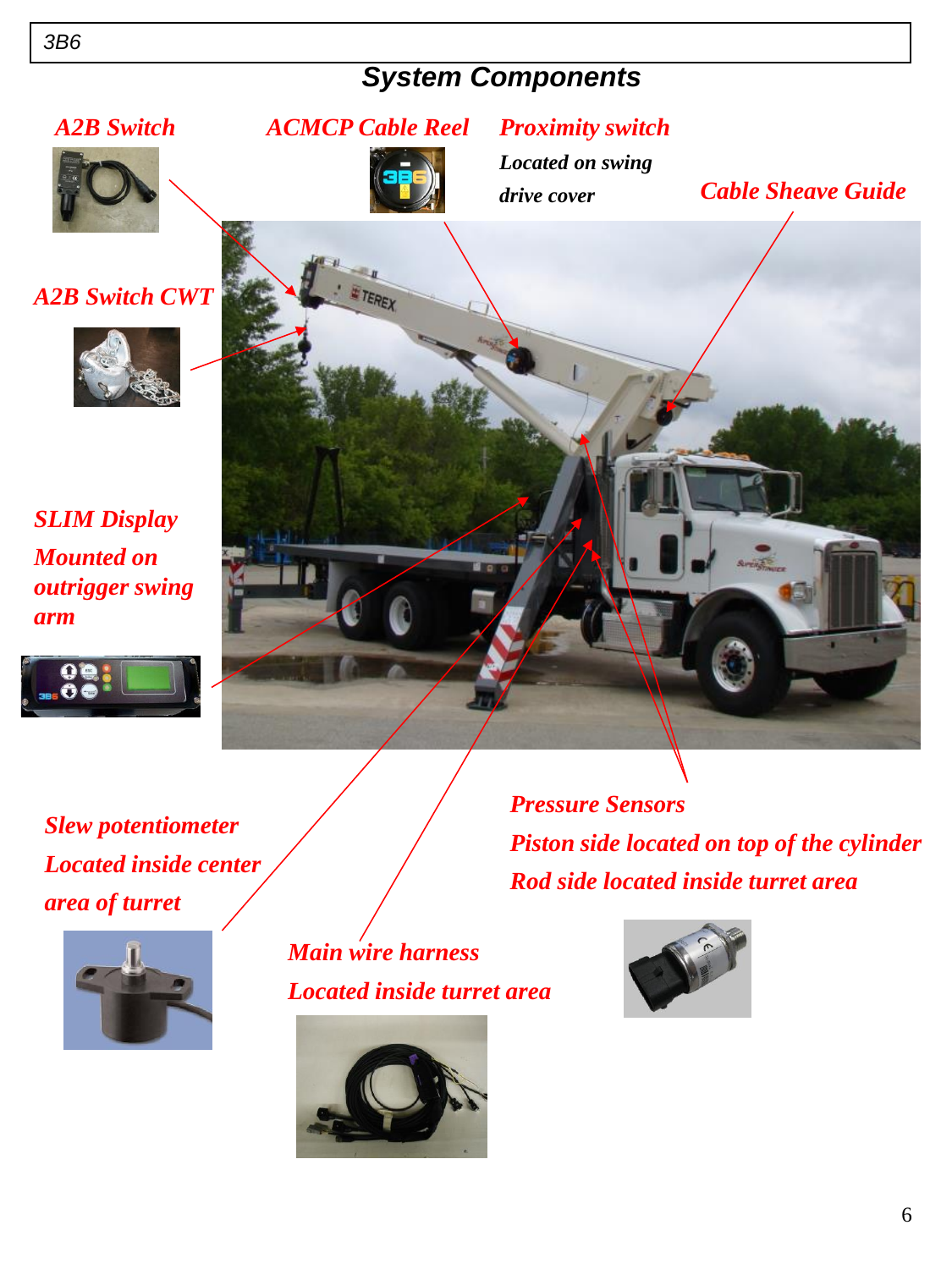3B6

## System Components

***A2B Switch***

***ACMCP Cable Reel***

***Proximity switch***

***Located on swing drive cover***

***Cable Sheave Guide***

***A2B Switch CWT***

***SLIM Display***

***Mounted on outrigger swing arm***

***Slew potentiometer***

***Located inside center area of turret***

***Pressure Sensors***

***Piston side located on top of the cylinder***

***Rod side located inside turret area***

***Main wire harness***

***Located inside turret area***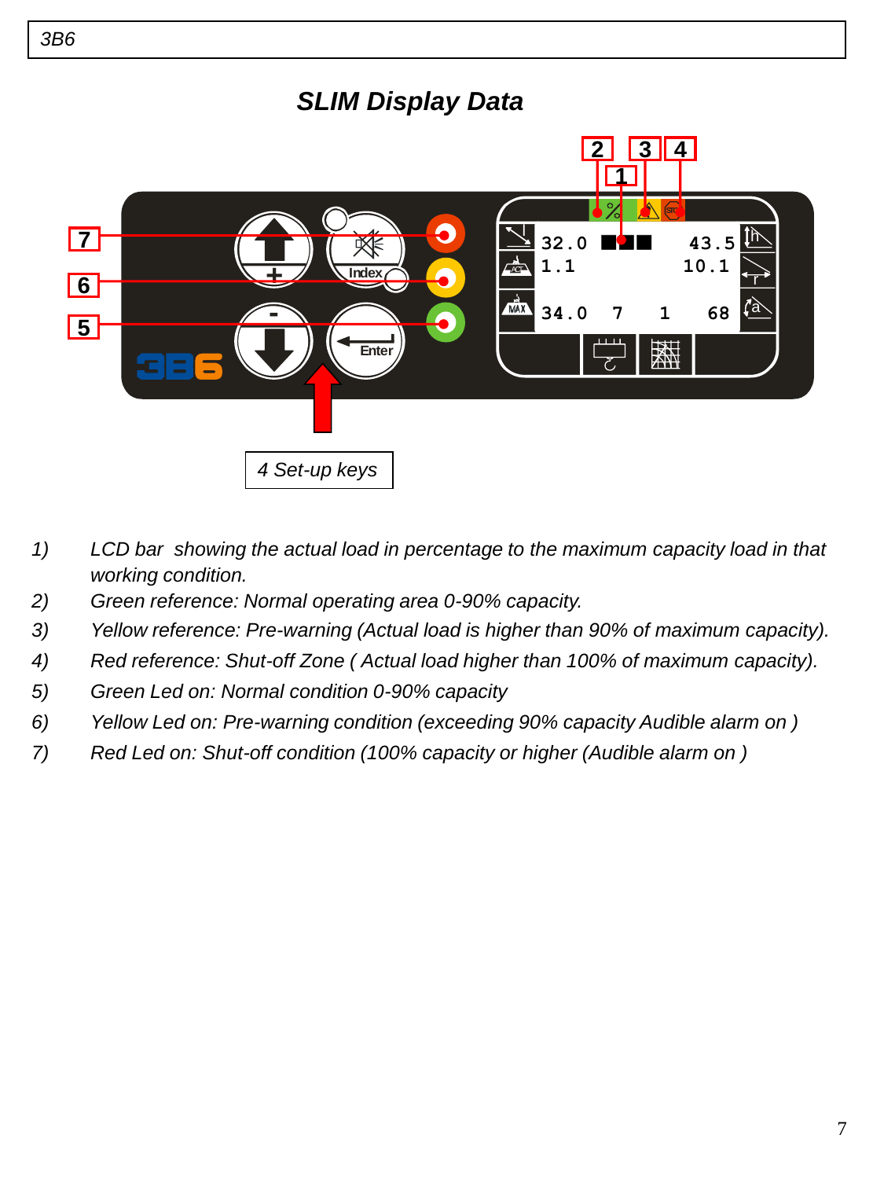## SLIM Display Data

4 Set-up keys

1) *LCD bar showing the actual load in percentage to the maximum capacity load in that working condition.*
2) *Green reference: Normal operating area 0-90% capacity.*
3) *Yellow reference: Pre-warning (Actual load is higher than 90% of maximum capacity).*
4) *Red reference: Shut-off Zone ( Actual load higher than 100% of maximum capacity).*
5) *Green Led on: Normal condition 0-90% capacity*
6) *Yellow Led on: Pre-warning condition (exceeding 90% capacity Audible alarm on )*
7) *Red Led on: Shut-off condition (100% capacity or higher (Audible alarm on )*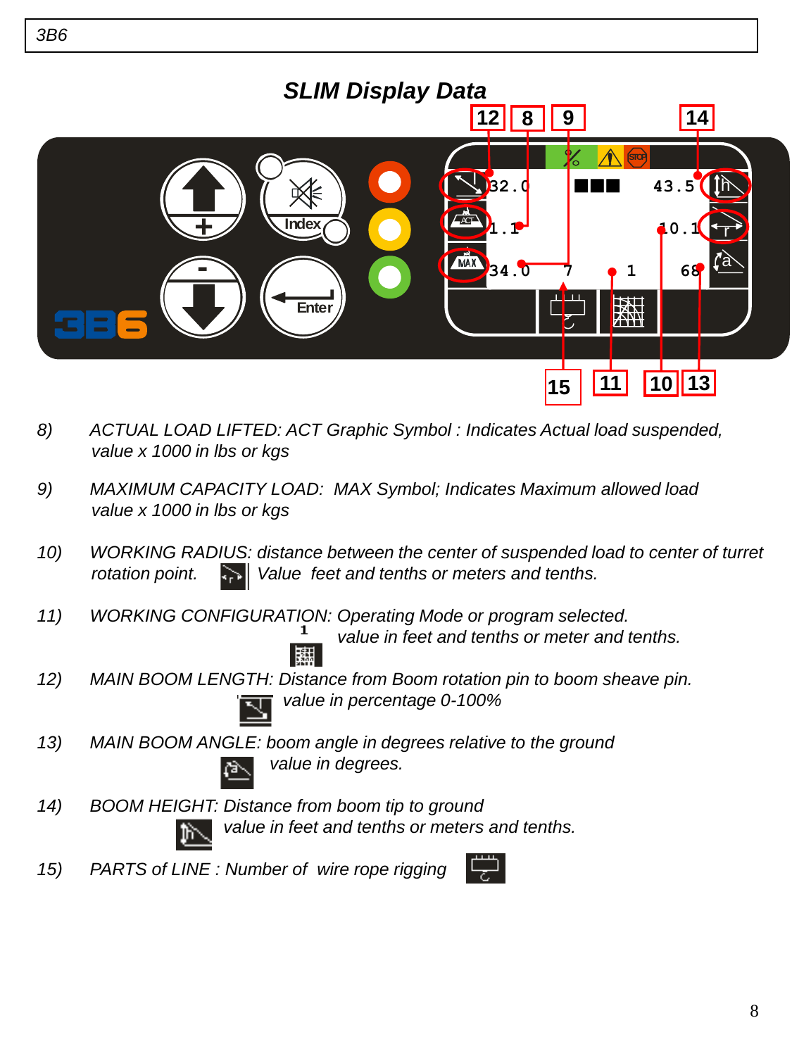3B6

## SLIM Display Data

8) ACTUAL LOAD LIFTED: ACT Graphic Symbol : Indicates Actual load suspended, value x 1000 in lbs or kgs

9) MAXIMUM CAPACITY LOAD: MAX Symbol; Indicates Maximum allowed load value x 1000 in lbs or kgs

10) WORKING RADIUS: distance between the center of suspended load to center of turret rotation point. Value feet and tenths or meters and tenths.

11) WORKING CONFIGURATION: Operating Mode or program selected. value in feet and tenths or meter and tenths.

12) MAIN BOOM LENGTH: Distance from Boom rotation pin to boom sheave pin. value in percentage 0-100%

13) MAIN BOOM ANGLE: boom angle in degrees relative to the ground value in degrees.

14) BOOM HEIGHT: Distance from boom tip to ground value in feet and tenths or meters and tenths.

15) PARTS of LINE : Number of wire rope rigging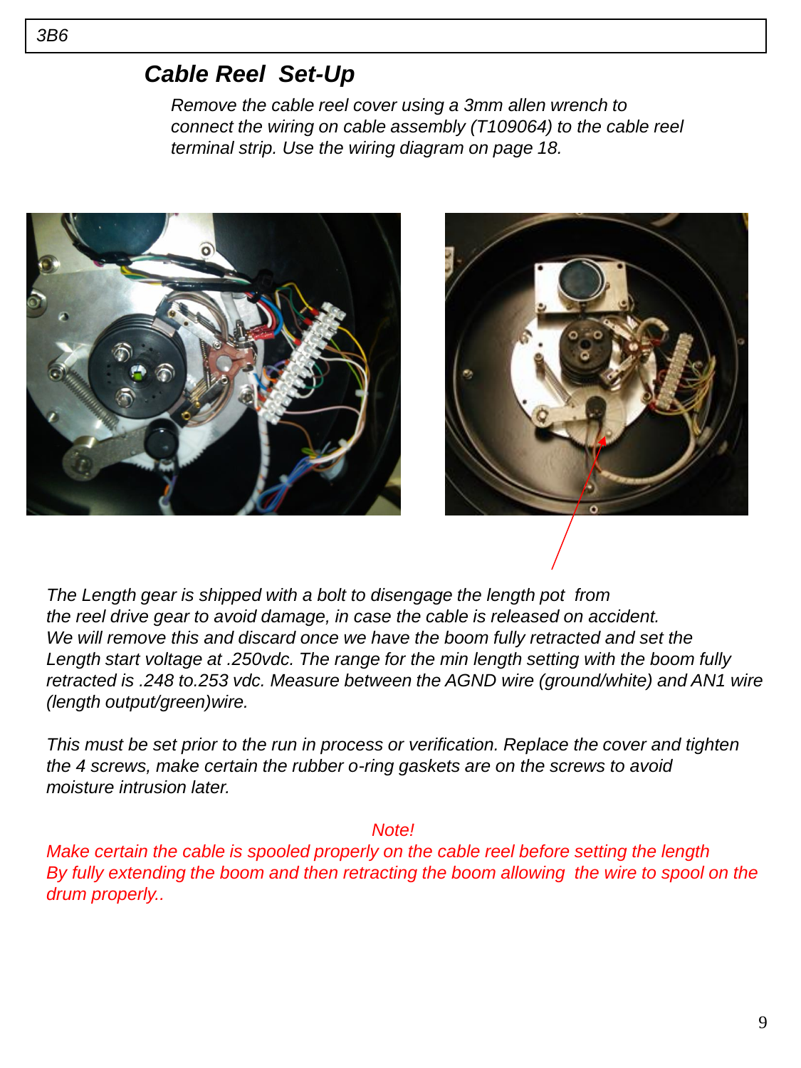3B6

## *Cable Reel Set-Up*

*Remove the cable reel cover using a 3mm allen wrench to connect the wiring on cable assembly (T109064) to the cable reel terminal strip. Use the wiring diagram on page 18.*

*The Length gear is shipped with a bolt to disengage the length pot from the reel drive gear to avoid damage, in case the cable is released on accident. We will remove this and discard once we have the boom fully retracted and set the Length start voltage at .250vdc. The range for the min length setting with the boom fully retracted is .248 to.253 vdc. Measure between the AGND wire (ground/white) and AN1 wire (length output/green)wire.*

*This must be set prior to the run in process or verification. Replace the cover and tighten the 4 screws, make certain the rubber o-ring gaskets are on the screws to avoid moisture intrusion later.*

*Note!*

*Make certain the cable is spooled properly on the cable reel before setting the length By fully extending the boom and then retracting the boom allowing the wire to spool on the drum properly..*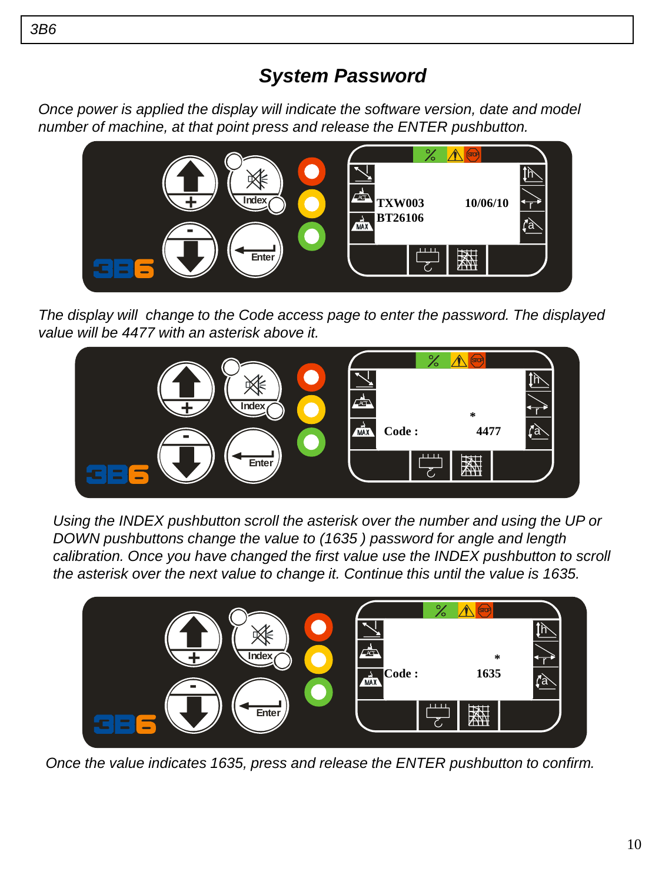# System Password

*Once power is applied the display will indicate the software version, date and model number of machine, at that point press and release the ENTER pushbutton.*

TXW003 10/06/10
BT26106

*The display will change to the Code access page to enter the password. The displayed value will be 4477 with an asterisk above it.*

Code : 4477

*Using the INDEX pushbutton scroll the asterisk over the number and using the UP or DOWN pushbuttons change the value to (1635 ) password for angle and length calibration. Once you have changed the first value use the INDEX pushbutton to scroll the asterisk over the next value to change it. Continue this until the value is 1635.*

Code : 1635

*Once the value indicates 1635, press and release the ENTER pushbutton to confirm.*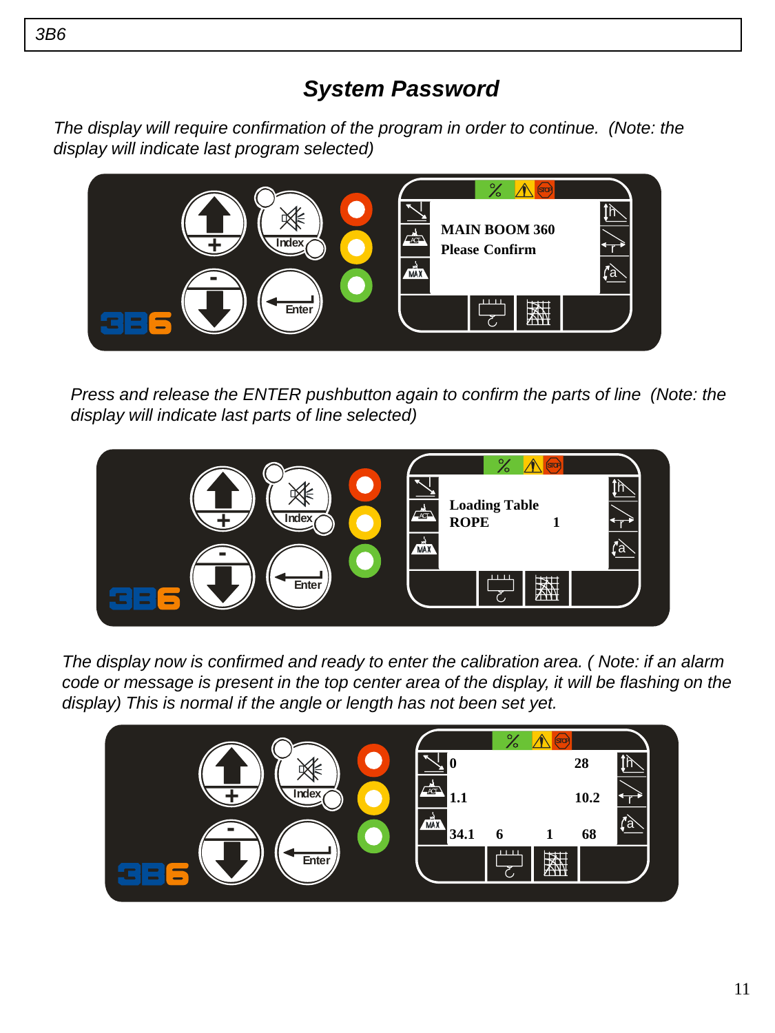# System Password

*The display will require confirmation of the program in order to continue. (Note: the display will indicate last program selected)*

MAIN BOOM 360
Please Confirm

*Press and release the ENTER pushbutton again to confirm the parts of line (Note: the display will indicate last parts of line selected)*

Loading Table
ROPE 1

*The display now is confirmed and ready to enter the calibration area. ( Note: if an alarm code or message is present in the top center area of the display, it will be flashing on the display) This is normal if the angle or length has not been set yet.*

0 28
1.1 10.2
34.1 6 1 68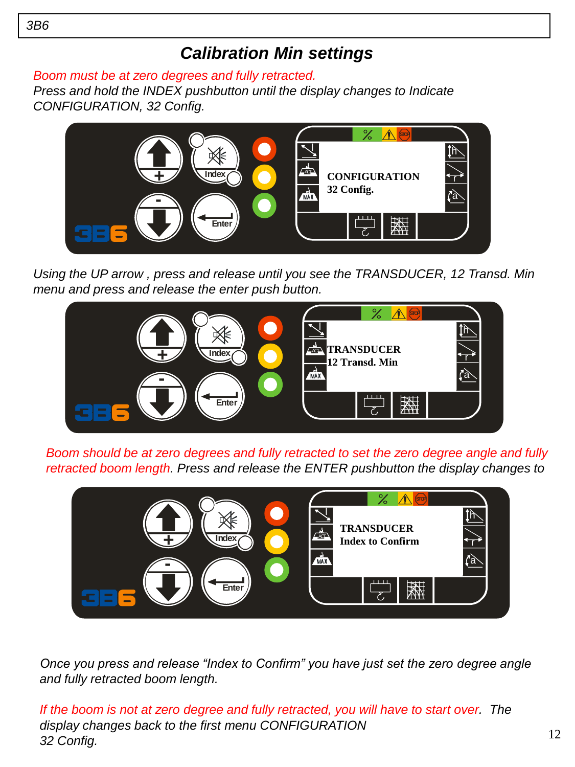# Calibration Min settings

*Boom must be at zero degrees and fully retracted.*
*Press and hold the INDEX pushbutton until the display changes to Indicate CONFIGURATION, 32 Config.*

CONFIGURATION
32 Config.

*Using the UP arrow , press and release until you see the TRANSDUCER, 12 Transd. Min menu and press and release the enter push button.*

TRANSDUCER
12 Transd. Min

*Boom should be at zero degrees and fully retracted to set the zero degree angle and fully retracted boom length. Press and release the ENTER pushbutton the display changes to*

TRANSDUCER
Index to Confirm

*Once you press and release "Index to Confirm" you have just set the zero degree angle and fully retracted boom length.*

*If the boom is not at zero degree and fully retracted, you will have to start over. The display changes back to the first menu CONFIGURATION 32 Config.*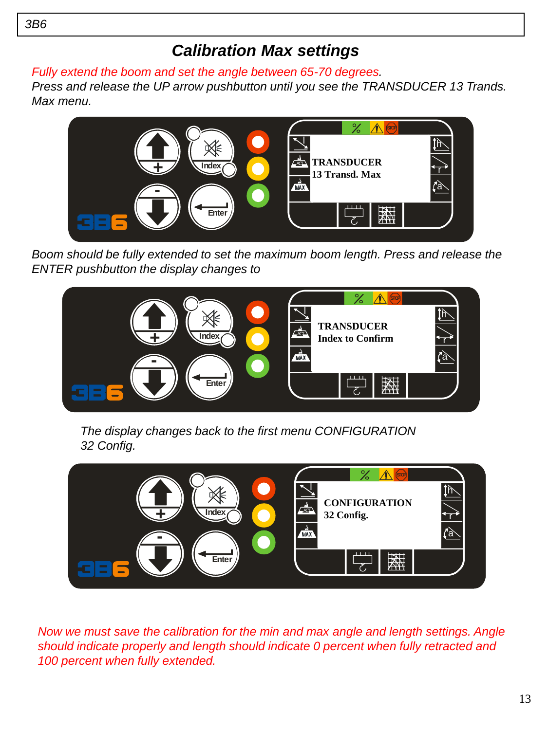# Calibration Max settings

*Fully extend the boom and set the angle between 65-70 degrees.*
*Press and release the UP arrow pushbutton until you see the TRANSDUCER 13 Trands. Max menu.*

TRANSDUCER
13 Transd. Max

*Boom should be fully extended to set the maximum boom length. Press and release the ENTER pushbutton the display changes to*

TRANSDUCER
Index to Confirm

*The display changes back to the first menu CONFIGURATION 32 Config.*

CONFIGURATION
32 Config.

*Now we must save the calibration for the min and max angle and length settings. Angle should indicate properly and length should indicate 0 percent when fully retracted and 100 percent when fully extended.*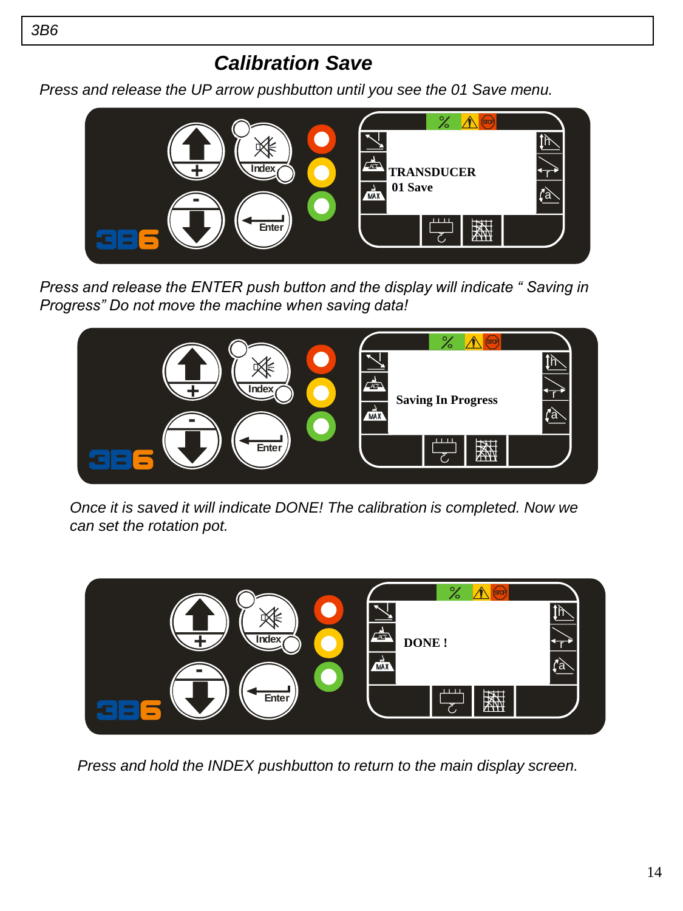3B6

## *Calibration Save*

*Press and release the UP arrow pushbutton until you see the 01 Save menu.*

TRANSDUCER
01 Save

*Press and release the ENTER push button and the display will indicate " Saving in Progress" Do not move the machine when saving data!*

Saving In Progress

*Once it is saved it will indicate DONE! The calibration is completed. Now we can set the rotation pot.*

DONE !

*Press and hold the INDEX pushbutton to return to the main display screen.*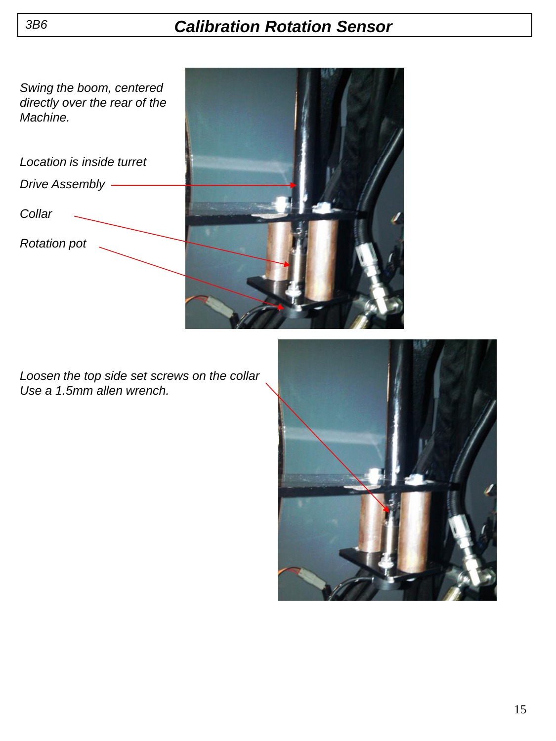# 3B6 Calibration Rotation Sensor

*Swing the boom, centered directly over the rear of the Machine.*

*Location is inside turret*

*Drive Assembly*

*Collar*

*Rotation pot*

*Loosen the top side set screws on the collar Use a 1.5mm allen wrench.*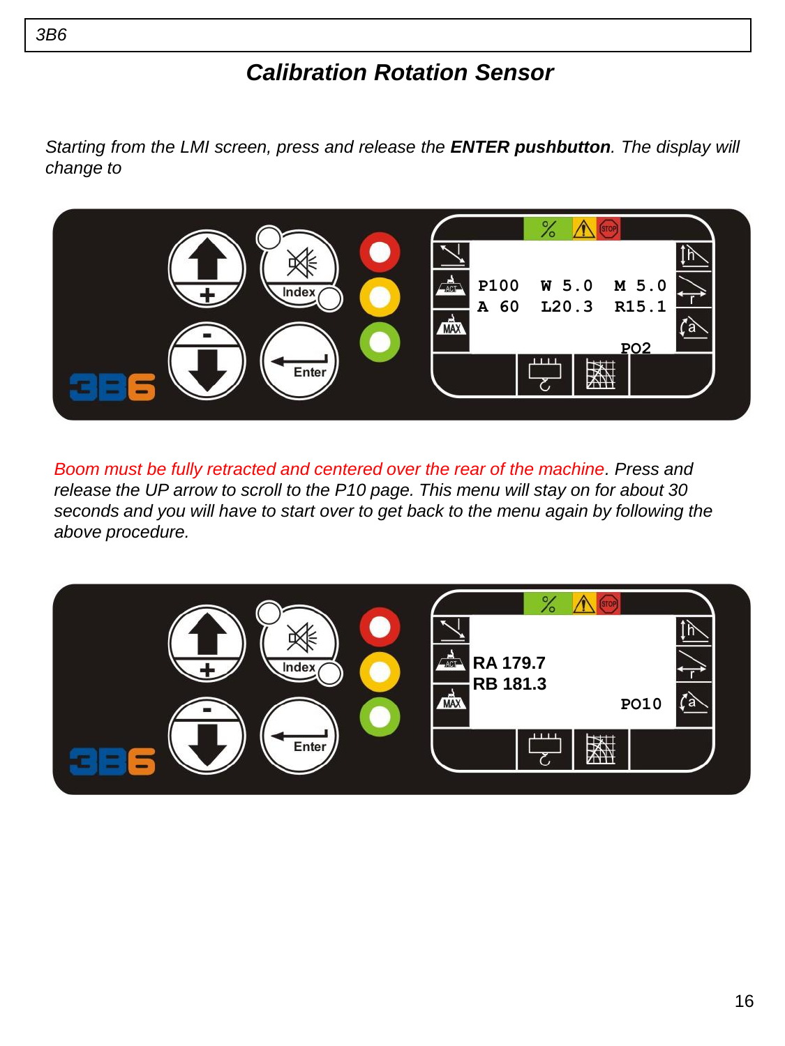# *Calibration Rotation Sensor*

*Starting from the LMI screen, press and release the* ***ENTER pushbutton****. The display will change to*

*Boom must be fully retracted and centered over the rear of the machine. Press and release the UP arrow to scroll to the P10 page. This menu will stay on for about 30 seconds and you will have to start over to get back to the menu again by following the above procedure.*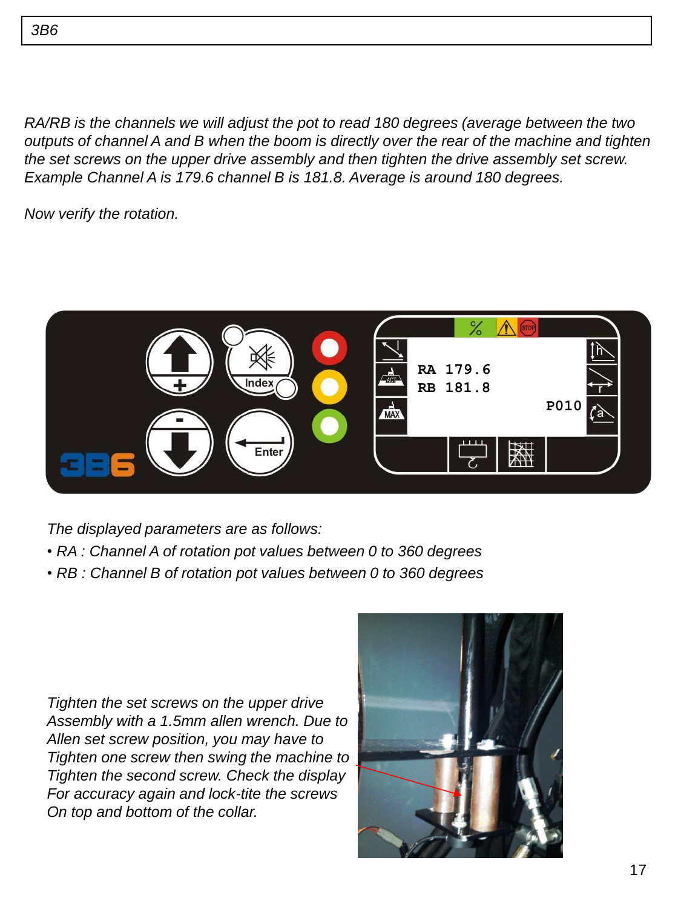*3B6*

*RA/RB is the channels we will adjust the pot to read 180 degrees (average between the two outputs of channel A and B when the boom is directly over the rear of the machine and tighten the set screws on the upper drive assembly and then tighten the drive assembly set screw. Example Channel A is 179.6 channel B is 181.8. Average is around 180 degrees.*

*Now verify the rotation.*

*The displayed parameters are as follows:*

- *RA : Channel A of rotation pot values between 0 to 360 degrees*
- *RB : Channel B of rotation pot values between 0 to 360 degrees*

*Tighten the set screws on the upper drive Assembly with a 1.5mm allen wrench. Due to Allen set screw position, you may have to Tighten one screw then swing the machine to Tighten the second screw. Check the display For accuracy again and lock-tite the screws On top and bottom of the collar.*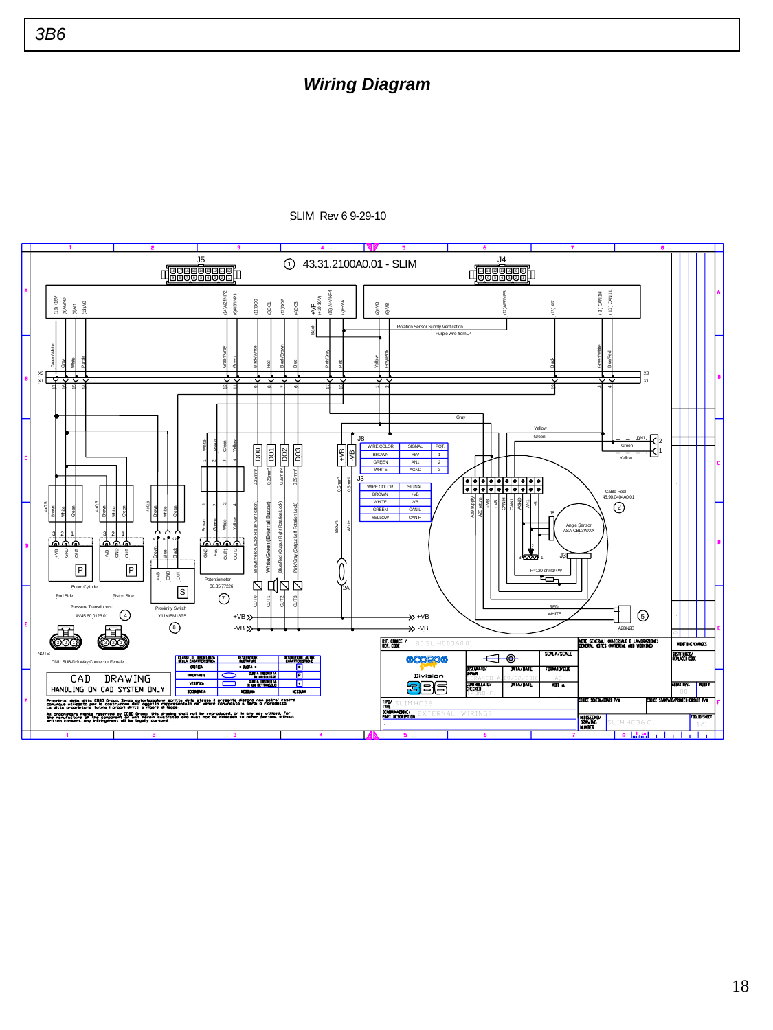## Wiring Diagram

SLIM Rev 6 9-29-10

J5

1 43.31.2100A0.01 - SLIM

J4

(16) +15V
(8) AGND
(5) AI1
(13) AI0

(14) AI2/INP2
(6) AI3/INP3
(11) DO0
(3) DO1
(12) DO2
(4) DO3
+VP (+10-30V)
(15) AI4/INP4
(7) +5VA

(2) +VB
(9) -VB
(12) AI5/INP5
(13) AI7
(3) CAN 1H
(10) CAN 1L

Rotation Sensor Supply Verification
Purple wire from J4

J8

| WIRE COLOR | SIGNAL | POT. |
|---|---|---|
| BROWN | +5V | 1 |
| GREEN | AN1 | 2 |
| WHITE | AGND | 3 |

J3

| WIRE COLOR | SIGNAL |
|---|---|
| BROWN | +VB |
| WHITE | -VB |
| GREEN | CAN L |
| YELLOW | CAN H |

Cable Reel 45.90.0404A0.01 2

Angle Sensor ASA-CBL3WXX

R=120 ohm1/4W

DN1

Boom Cylinder

Rod Side

Piston Side

Pressure Transducers: AV45.60.0126.01 4

Proximity Switch Y11KBM18PS 8

Potentiometer 30.35.77226 7

+VB

-VB

A2BN2B 5

NOTE:

DN1: SUB-D 9 Way Connector Female

CAD DRAWING HANDLING ON CAD SYSTEM ONLY

Proprietà della ditta COBO Group. Senza autorizzazione scritta della stessa il presente disegno non potrà essere comunque utilizzato per la costruzione dell'oggetto rappresentato nè venire comunicato a terzi o riprodotto. La ditta proprietaria tutela i propri diritti a rigore di legge

All proprietary rights reserved by COBO Group. this drawing shall not be reproduced, or in any way utilized, for the manufacture of the component or unit herein illustrated and must not be released to other parties, without written consent. Any infringement will be legally pursued

RIF. CODICE / REF. CODE: B0.SL.HC0360.01

Division 3B6

TIPO/TYPE: SLIM HC36

DENOMINAZIONE/PART DESCRIPTION: EXTERNAL WIRINGS

N.DISEGNO/DRAWING NUMBER: SLIM.HC36.C1

FOGLIO/SHEET 1/1